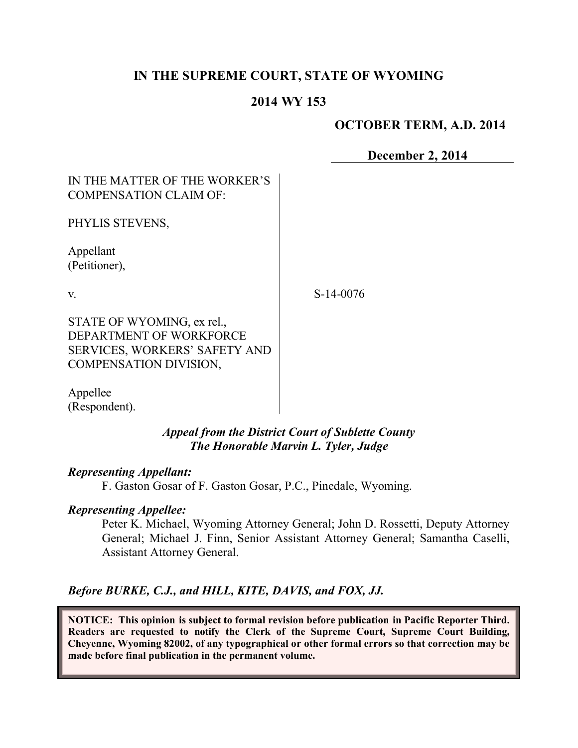**IN THE SUPREME COURT, STATE OF WYOMING**

**2014 WY 153**

**OCTOBER TERM, A.D. 2014**

**December 2, 2014**

IN THE MATTER OF THE WORKER'S COMPENSATION CLAIM OF:

PHYLIS STEVENS,

Appellant (Petitioner),

v.

STATE OF WYOMING, ex rel., DEPARTMENT OF WORKFORCE SERVICES, WORKERS' SAFETY AND COMPENSATION DIVISION,

Appellee (Respondent).

S-14-0076

***Appeal from the District Court of Sublette County***
***The Honorable Marvin L. Tyler, Judge***

***Representing Appellant:***

F. Gaston Gosar of F. Gaston Gosar, P.C., Pinedale, Wyoming.

***Representing Appellee:***

Peter K. Michael, Wyoming Attorney General; John D. Rossetti, Deputy Attorney General; Michael J. Finn, Senior Assistant Attorney General; Samantha Caselli, Assistant Attorney General.

***Before BURKE, C.J., and HILL, KITE, DAVIS, and FOX, JJ.***

**NOTICE: This opinion is subject to formal revision before publication in Pacific Reporter Third. Readers are requested to notify the Clerk of the Supreme Court, Supreme Court Building, Cheyenne, Wyoming 82002, of any typographical or other formal errors so that correction may be made before final publication in the permanent volume.**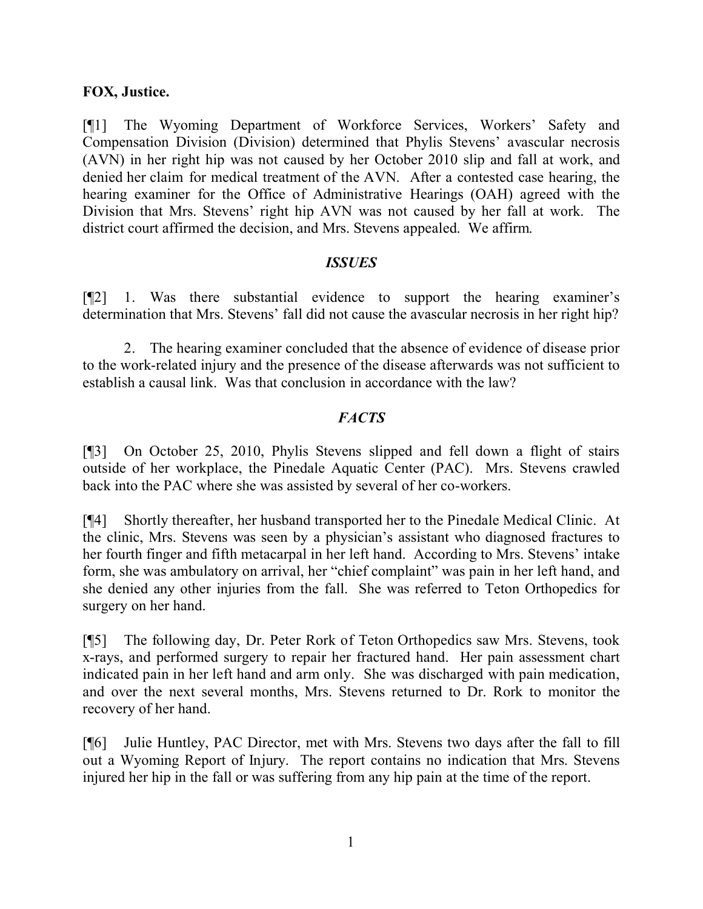**FOX, Justice.**

[¶1] The Wyoming Department of Workforce Services, Workers' Safety and Compensation Division (Division) determined that Phylis Stevens' avascular necrosis (AVN) in her right hip was not caused by her October 2010 slip and fall at work, and denied her claim for medical treatment of the AVN. After a contested case hearing, the hearing examiner for the Office of Administrative Hearings (OAH) agreed with the Division that Mrs. Stevens' right hip AVN was not caused by her fall at work. The district court affirmed the decision, and Mrs. Stevens appealed. We affirm.

## *ISSUES*

[¶2] 1. Was there substantial evidence to support the hearing examiner's determination that Mrs. Stevens' fall did not cause the avascular necrosis in her right hip?

2. The hearing examiner concluded that the absence of evidence of disease prior to the work-related injury and the presence of the disease afterwards was not sufficient to establish a causal link. Was that conclusion in accordance with the law?

## *FACTS*

[¶3] On October 25, 2010, Phylis Stevens slipped and fell down a flight of stairs outside of her workplace, the Pinedale Aquatic Center (PAC). Mrs. Stevens crawled back into the PAC where she was assisted by several of her co-workers.

[¶4] Shortly thereafter, her husband transported her to the Pinedale Medical Clinic. At the clinic, Mrs. Stevens was seen by a physician's assistant who diagnosed fractures to her fourth finger and fifth metacarpal in her left hand. According to Mrs. Stevens' intake form, she was ambulatory on arrival, her "chief complaint" was pain in her left hand, and she denied any other injuries from the fall. She was referred to Teton Orthopedics for surgery on her hand.

[¶5] The following day, Dr. Peter Rork of Teton Orthopedics saw Mrs. Stevens, took x-rays, and performed surgery to repair her fractured hand. Her pain assessment chart indicated pain in her left hand and arm only. She was discharged with pain medication, and over the next several months, Mrs. Stevens returned to Dr. Rork to monitor the recovery of her hand.

[¶6] Julie Huntley, PAC Director, met with Mrs. Stevens two days after the fall to fill out a Wyoming Report of Injury. The report contains no indication that Mrs. Stevens injured her hip in the fall or was suffering from any hip pain at the time of the report.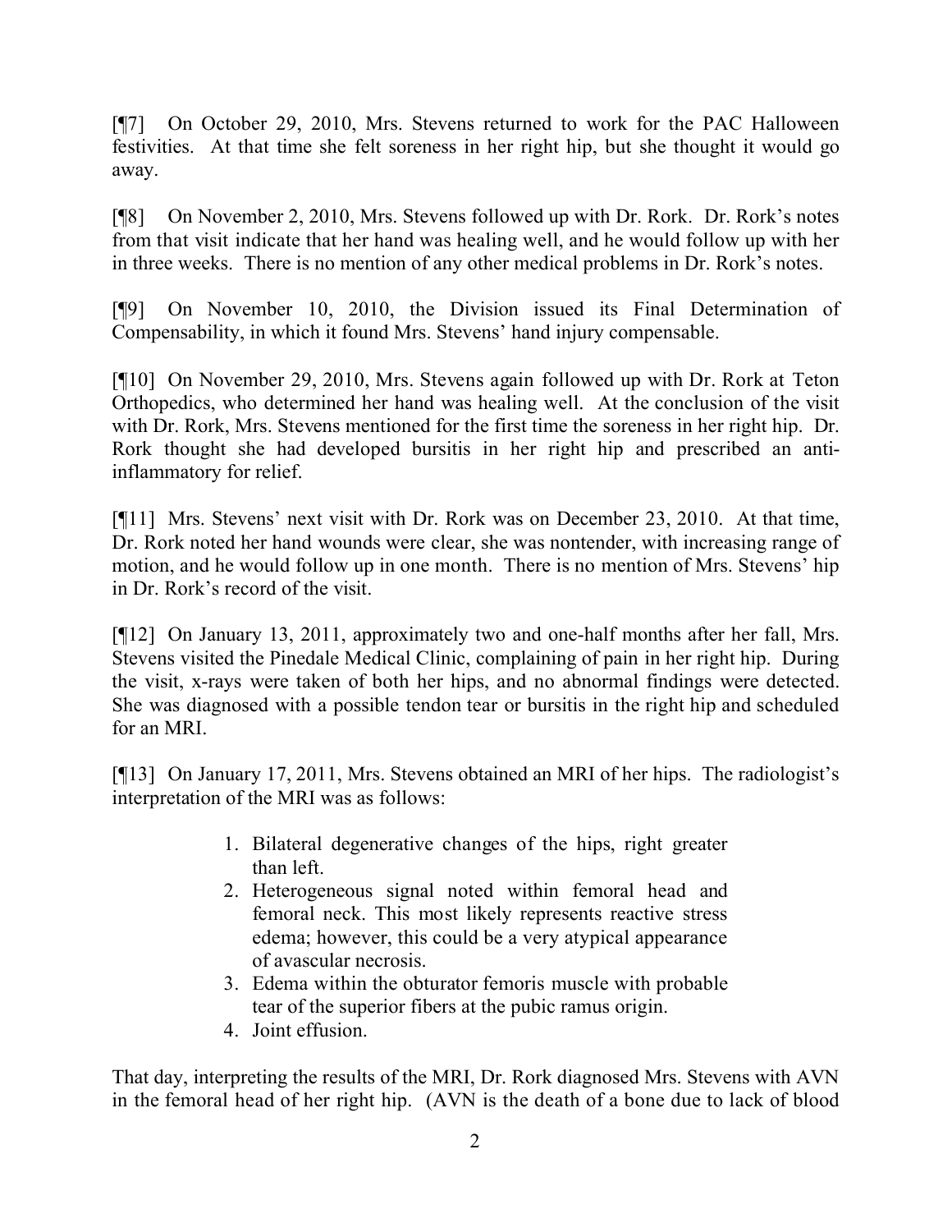[¶7] On October 29, 2010, Mrs. Stevens returned to work for the PAC Halloween festivities. At that time she felt soreness in her right hip, but she thought it would go away.

[¶8] On November 2, 2010, Mrs. Stevens followed up with Dr. Rork. Dr. Rork's notes from that visit indicate that her hand was healing well, and he would follow up with her in three weeks. There is no mention of any other medical problems in Dr. Rork's notes.

[¶9] On November 10, 2010, the Division issued its Final Determination of Compensability, in which it found Mrs. Stevens' hand injury compensable.

[¶10] On November 29, 2010, Mrs. Stevens again followed up with Dr. Rork at Teton Orthopedics, who determined her hand was healing well. At the conclusion of the visit with Dr. Rork, Mrs. Stevens mentioned for the first time the soreness in her right hip. Dr. Rork thought she had developed bursitis in her right hip and prescribed an anti-inflammatory for relief.

[¶11] Mrs. Stevens' next visit with Dr. Rork was on December 23, 2010. At that time, Dr. Rork noted her hand wounds were clear, she was nontender, with increasing range of motion, and he would follow up in one month. There is no mention of Mrs. Stevens' hip in Dr. Rork's record of the visit.

[¶12] On January 13, 2011, approximately two and one-half months after her fall, Mrs. Stevens visited the Pinedale Medical Clinic, complaining of pain in her right hip. During the visit, x-rays were taken of both her hips, and no abnormal findings were detected. She was diagnosed with a possible tendon tear or bursitis in the right hip and scheduled for an MRI.

[¶13] On January 17, 2011, Mrs. Stevens obtained an MRI of her hips. The radiologist's interpretation of the MRI was as follows:

> 1. Bilateral degenerative changes of the hips, right greater than left.
> 2. Heterogeneous signal noted within femoral head and femoral neck. This most likely represents reactive stress edema; however, this could be a very atypical appearance of avascular necrosis.
> 3. Edema within the obturator femoris muscle with probable tear of the superior fibers at the pubic ramus origin.
> 4. Joint effusion.

That day, interpreting the results of the MRI, Dr. Rork diagnosed Mrs. Stevens with AVN in the femoral head of her right hip. (AVN is the death of a bone due to lack of blood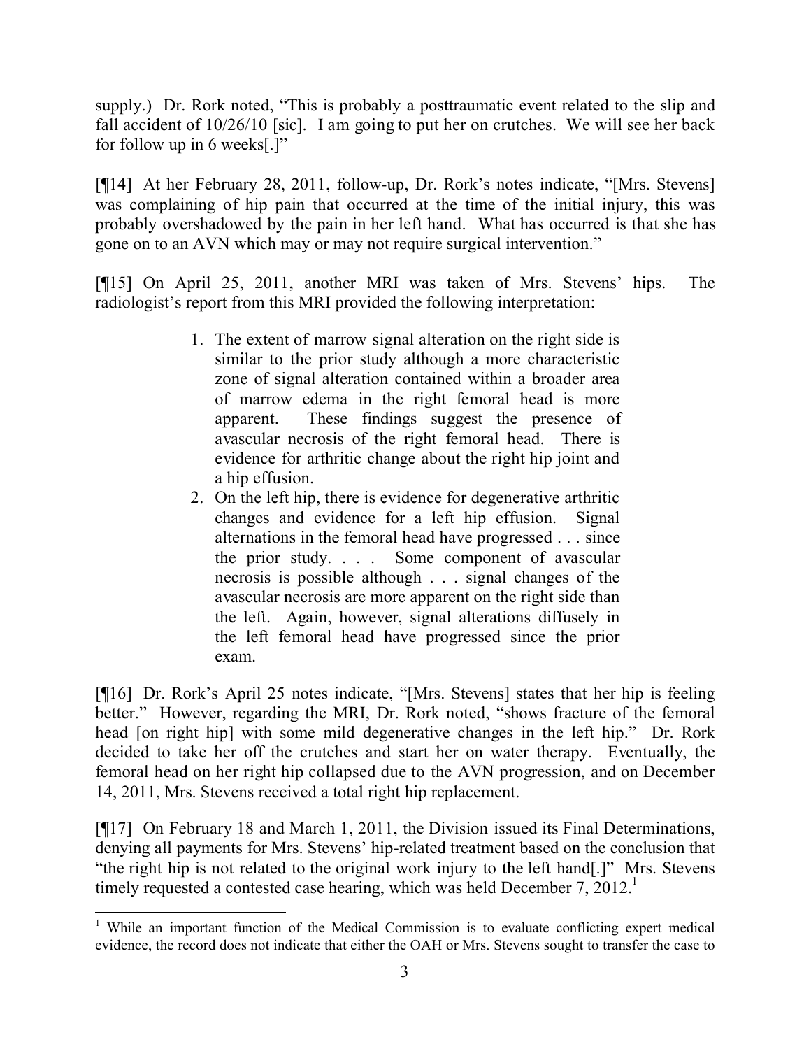supply.) Dr. Rork noted, "This is probably a posttraumatic event related to the slip and fall accident of 10/26/10 [sic]. I am going to put her on crutches. We will see her back for follow up in 6 weeks[.]"

[¶14] At her February 28, 2011, follow-up, Dr. Rork's notes indicate, "[Mrs. Stevens] was complaining of hip pain that occurred at the time of the initial injury, this was probably overshadowed by the pain in her left hand. What has occurred is that she has gone on to an AVN which may or may not require surgical intervention."

[¶15] On April 25, 2011, another MRI was taken of Mrs. Stevens' hips. The radiologist's report from this MRI provided the following interpretation:

> 1. The extent of marrow signal alteration on the right side is similar to the prior study although a more characteristic zone of signal alteration contained within a broader area of marrow edema in the right femoral head is more apparent. These findings suggest the presence of avascular necrosis of the right femoral head. There is evidence for arthritic change about the right hip joint and a hip effusion.
> 2. On the left hip, there is evidence for degenerative arthritic changes and evidence for a left hip effusion. Signal alternations in the femoral head have progressed . . . since the prior study. . . . Some component of avascular necrosis is possible although . . . signal changes of the avascular necrosis are more apparent on the right side than the left. Again, however, signal alterations diffusely in the left femoral head have progressed since the prior exam.

[¶16] Dr. Rork's April 25 notes indicate, "[Mrs. Stevens] states that her hip is feeling better." However, regarding the MRI, Dr. Rork noted, "shows fracture of the femoral head [on right hip] with some mild degenerative changes in the left hip." Dr. Rork decided to take her off the crutches and start her on water therapy. Eventually, the femoral head on her right hip collapsed due to the AVN progression, and on December 14, 2011, Mrs. Stevens received a total right hip replacement.

[¶17] On February 18 and March 1, 2011, the Division issued its Final Determinations, denying all payments for Mrs. Stevens' hip-related treatment based on the conclusion that "the right hip is not related to the original work injury to the left hand[.]" Mrs. Stevens timely requested a contested case hearing, which was held December 7, 2012.[1]

---

[1] While an important function of the Medical Commission is to evaluate conflicting expert medical evidence, the record does not indicate that either the OAH or Mrs. Stevens sought to transfer the case to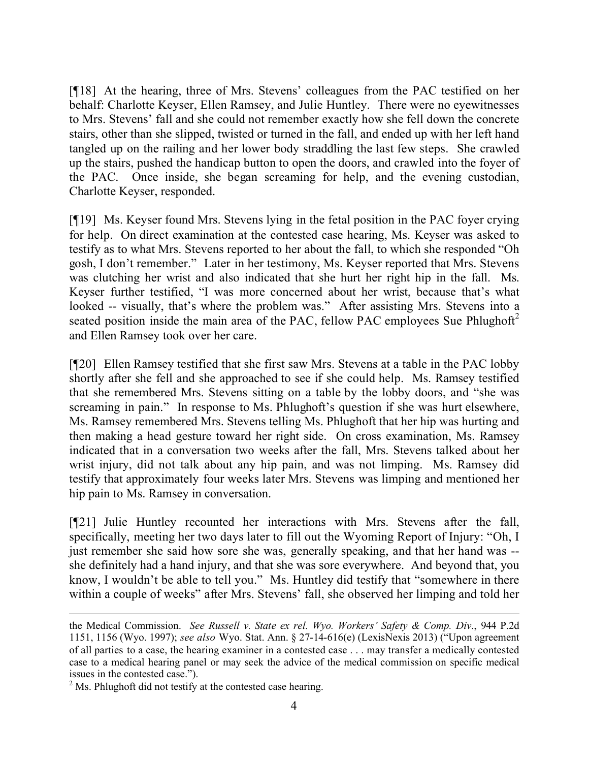[¶18] At the hearing, three of Mrs. Stevens' colleagues from the PAC testified on her behalf: Charlotte Keyser, Ellen Ramsey, and Julie Huntley. There were no eyewitnesses to Mrs. Stevens' fall and she could not remember exactly how she fell down the concrete stairs, other than she slipped, twisted or turned in the fall, and ended up with her left hand tangled up on the railing and her lower body straddling the last few steps. She crawled up the stairs, pushed the handicap button to open the doors, and crawled into the foyer of the PAC. Once inside, she began screaming for help, and the evening custodian, Charlotte Keyser, responded.

[¶19] Ms. Keyser found Mrs. Stevens lying in the fetal position in the PAC foyer crying for help. On direct examination at the contested case hearing, Ms. Keyser was asked to testify as to what Mrs. Stevens reported to her about the fall, to which she responded "Oh gosh, I don't remember." Later in her testimony, Ms. Keyser reported that Mrs. Stevens was clutching her wrist and also indicated that she hurt her right hip in the fall. Ms. Keyser further testified, "I was more concerned about her wrist, because that's what looked -- visually, that's where the problem was." After assisting Mrs. Stevens into a seated position inside the main area of the PAC, fellow PAC employees Sue Phlughoft[2] and Ellen Ramsey took over her care.

[¶20] Ellen Ramsey testified that she first saw Mrs. Stevens at a table in the PAC lobby shortly after she fell and she approached to see if she could help. Ms. Ramsey testified that she remembered Mrs. Stevens sitting on a table by the lobby doors, and "she was screaming in pain." In response to Ms. Phlughoft's question if she was hurt elsewhere, Ms. Ramsey remembered Mrs. Stevens telling Ms. Phlughoft that her hip was hurting and then making a head gesture toward her right side. On cross examination, Ms. Ramsey indicated that in a conversation two weeks after the fall, Mrs. Stevens talked about her wrist injury, did not talk about any hip pain, and was not limping. Ms. Ramsey did testify that approximately four weeks later Mrs. Stevens was limping and mentioned her hip pain to Ms. Ramsey in conversation.

[¶21] Julie Huntley recounted her interactions with Mrs. Stevens after the fall, specifically, meeting her two days later to fill out the Wyoming Report of Injury: "Oh, I just remember she said how sore she was, generally speaking, and that her hand was -- she definitely had a hand injury, and that she was sore everywhere. And beyond that, you know, I wouldn't be able to tell you." Ms. Huntley did testify that "somewhere in there within a couple of weeks" after Mrs. Stevens' fall, she observed her limping and told her

---

the Medical Commission. *See Russell v. State ex rel. Wyo. Workers' Safety & Comp. Div.*, 944 P.2d 1151, 1156 (Wyo. 1997); *see also* Wyo. Stat. Ann. § 27-14-616(e) (LexisNexis 2013) ("Upon agreement of all parties to a case, the hearing examiner in a contested case . . . may transfer a medically contested case to a medical hearing panel or may seek the advice of the medical commission on specific medical issues in the contested case.").

[2] Ms. Phlughoft did not testify at the contested case hearing.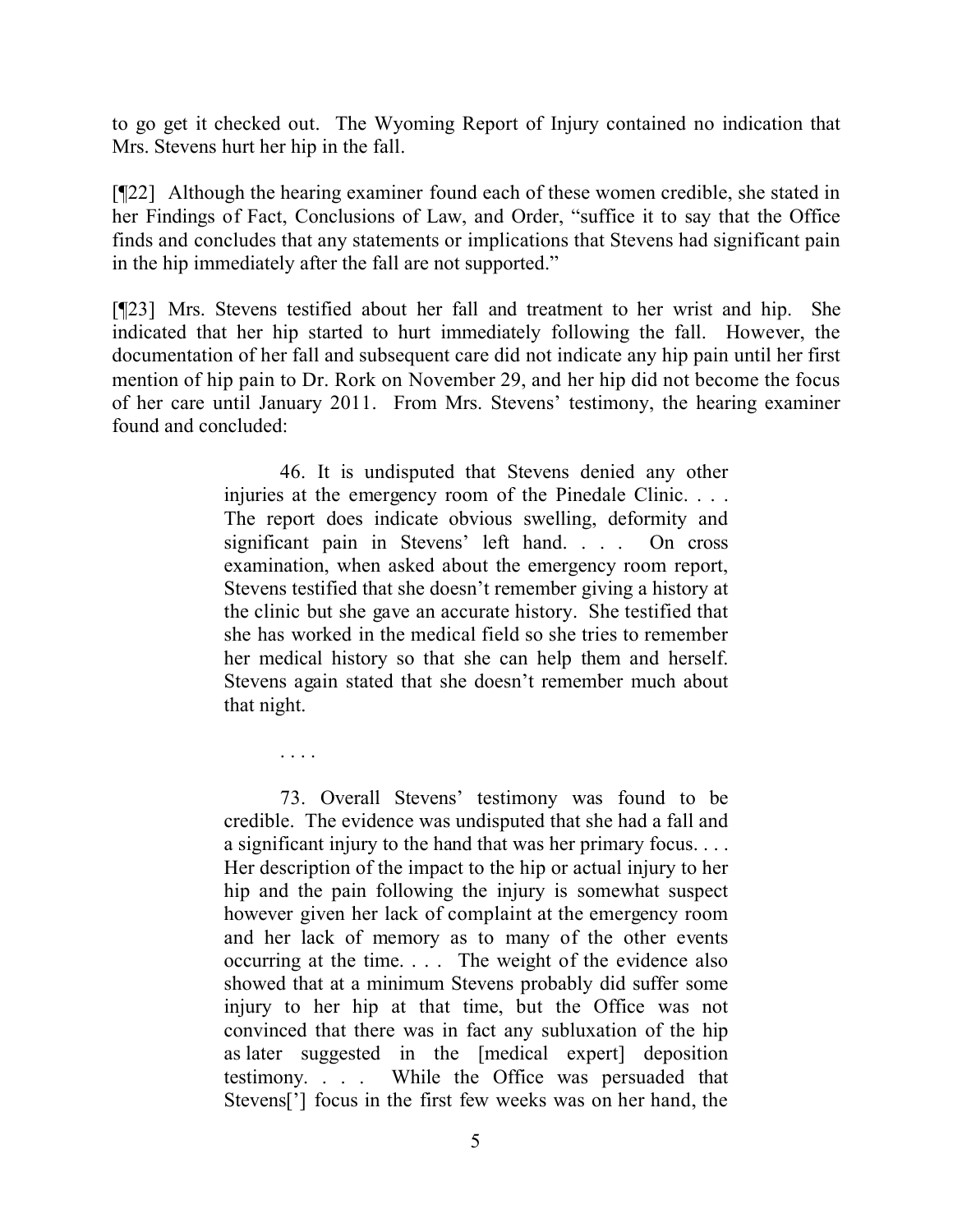to go get it checked out. The Wyoming Report of Injury contained no indication that Mrs. Stevens hurt her hip in the fall.

[¶22] Although the hearing examiner found each of these women credible, she stated in her Findings of Fact, Conclusions of Law, and Order, "suffice it to say that the Office finds and concludes that any statements or implications that Stevens had significant pain in the hip immediately after the fall are not supported."

[¶23] Mrs. Stevens testified about her fall and treatment to her wrist and hip. She indicated that her hip started to hurt immediately following the fall. However, the documentation of her fall and subsequent care did not indicate any hip pain until her first mention of hip pain to Dr. Rork on November 29, and her hip did not become the focus of her care until January 2011. From Mrs. Stevens' testimony, the hearing examiner found and concluded:

> 46. It is undisputed that Stevens denied any other injuries at the emergency room of the Pinedale Clinic. . . . The report does indicate obvious swelling, deformity and significant pain in Stevens' left hand. . . . On cross examination, when asked about the emergency room report, Stevens testified that she doesn't remember giving a history at the clinic but she gave an accurate history. She testified that she has worked in the medical field so she tries to remember her medical history so that she can help them and herself. Stevens again stated that she doesn't remember much about that night.
>
> . . . .
>
> 73. Overall Stevens' testimony was found to be credible. The evidence was undisputed that she had a fall and a significant injury to the hand that was her primary focus. . . . Her description of the impact to the hip or actual injury to her hip and the pain following the injury is somewhat suspect however given her lack of complaint at the emergency room and her lack of memory as to many of the other events occurring at the time. . . . The weight of the evidence also showed that at a minimum Stevens probably did suffer some injury to her hip at that time, but the Office was not convinced that there was in fact any subluxation of the hip as later suggested in the [medical expert] deposition testimony. . . . While the Office was persuaded that Stevens['] focus in the first few weeks was on her hand, the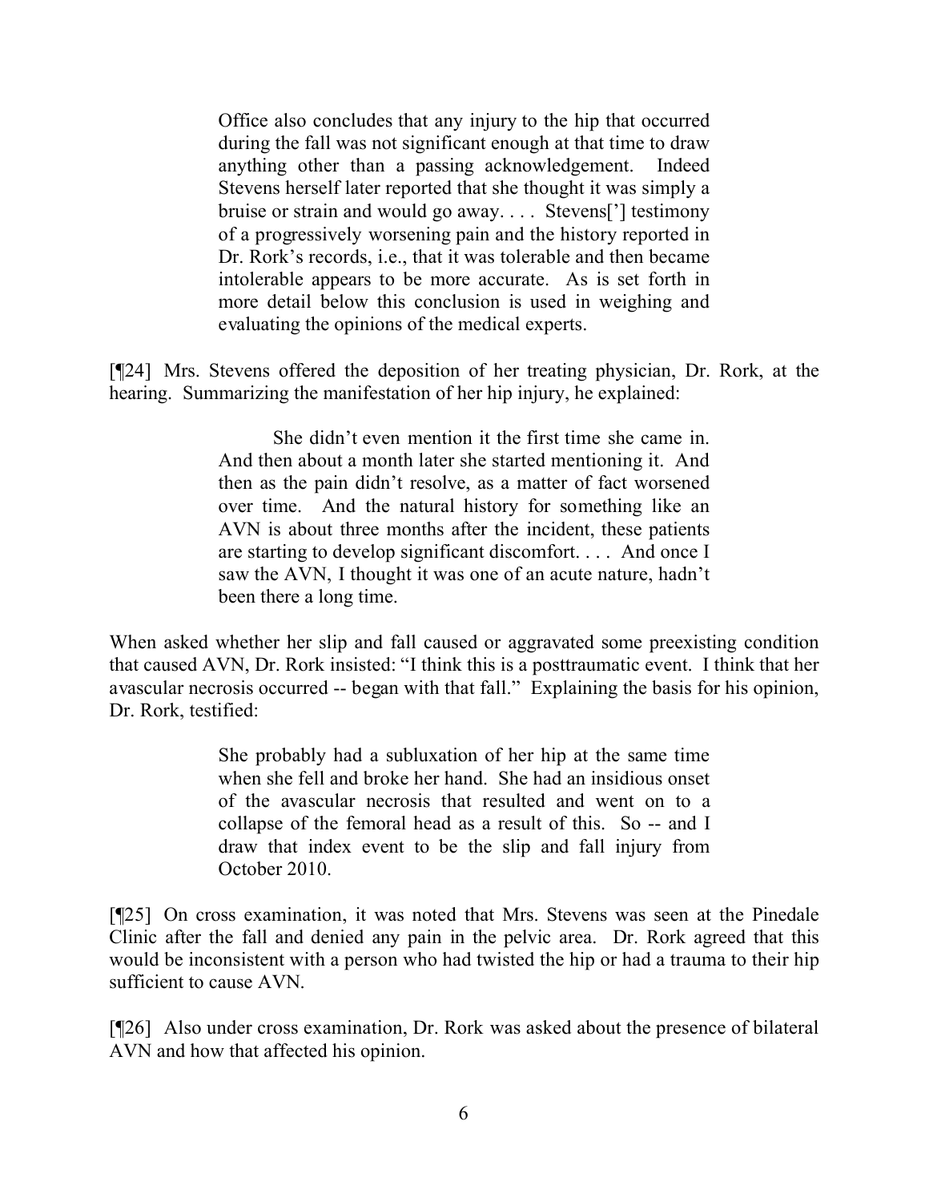> Office also concludes that any injury to the hip that occurred during the fall was not significant enough at that time to draw anything other than a passing acknowledgement. Indeed Stevens herself later reported that she thought it was simply a bruise or strain and would go away. . . . Stevens['] testimony of a progressively worsening pain and the history reported in Dr. Rork's records, i.e., that it was tolerable and then became intolerable appears to be more accurate. As is set forth in more detail below this conclusion is used in weighing and evaluating the opinions of the medical experts.

[¶24] Mrs. Stevens offered the deposition of her treating physician, Dr. Rork, at the hearing. Summarizing the manifestation of her hip injury, he explained:

> She didn't even mention it the first time she came in. And then about a month later she started mentioning it. And then as the pain didn't resolve, as a matter of fact worsened over time. And the natural history for something like an AVN is about three months after the incident, these patients are starting to develop significant discomfort. . . . And once I saw the AVN, I thought it was one of an acute nature, hadn't been there a long time.

When asked whether her slip and fall caused or aggravated some preexisting condition that caused AVN, Dr. Rork insisted: "I think this is a posttraumatic event. I think that her avascular necrosis occurred -- began with that fall." Explaining the basis for his opinion, Dr. Rork, testified:

> She probably had a subluxation of her hip at the same time when she fell and broke her hand. She had an insidious onset of the avascular necrosis that resulted and went on to a collapse of the femoral head as a result of this. So -- and I draw that index event to be the slip and fall injury from October 2010.

[¶25] On cross examination, it was noted that Mrs. Stevens was seen at the Pinedale Clinic after the fall and denied any pain in the pelvic area. Dr. Rork agreed that this would be inconsistent with a person who had twisted the hip or had a trauma to their hip sufficient to cause AVN.

[¶26] Also under cross examination, Dr. Rork was asked about the presence of bilateral AVN and how that affected his opinion.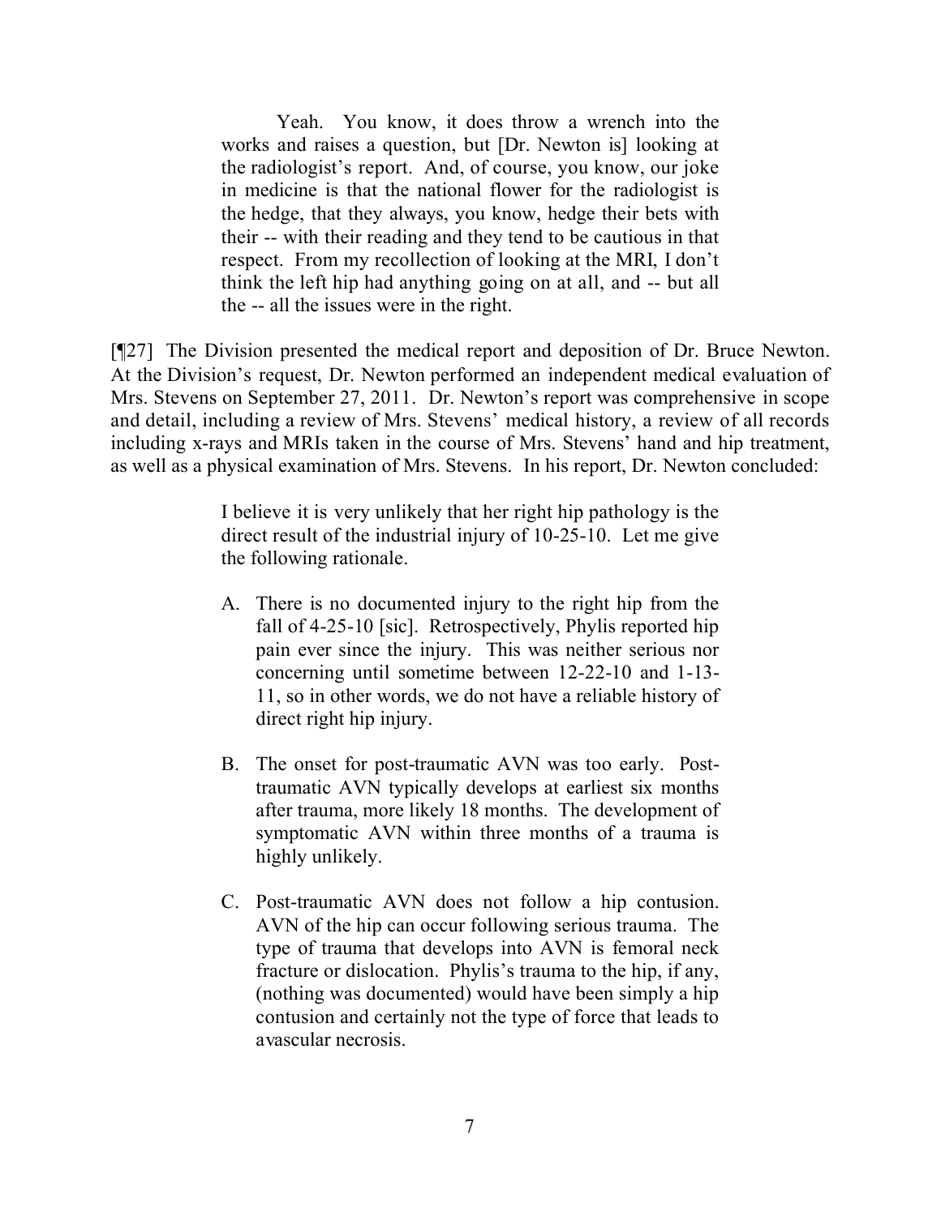> Yeah. You know, it does throw a wrench into the works and raises a question, but [Dr. Newton is] looking at the radiologist's report. And, of course, you know, our joke in medicine is that the national flower for the radiologist is the hedge, that they always, you know, hedge their bets with their -- with their reading and they tend to be cautious in that respect. From my recollection of looking at the MRI, I don't think the left hip had anything going on at all, and -- but all the -- all the issues were in the right.

[¶27] The Division presented the medical report and deposition of Dr. Bruce Newton. At the Division's request, Dr. Newton performed an independent medical evaluation of Mrs. Stevens on September 27, 2011. Dr. Newton's report was comprehensive in scope and detail, including a review of Mrs. Stevens' medical history, a review of all records including x-rays and MRIs taken in the course of Mrs. Stevens' hand and hip treatment, as well as a physical examination of Mrs. Stevens. In his report, Dr. Newton concluded:

> I believe it is very unlikely that her right hip pathology is the direct result of the industrial injury of 10-25-10. Let me give the following rationale.
>
> A. There is no documented injury to the right hip from the fall of 4-25-10 [sic]. Retrospectively, Phylis reported hip pain ever since the injury. This was neither serious nor concerning until sometime between 12-22-10 and 1-13-11, so in other words, we do not have a reliable history of direct right hip injury.
>
> B. The onset for post-traumatic AVN was too early. Post-traumatic AVN typically develops at earliest six months after trauma, more likely 18 months. The development of symptomatic AVN within three months of a trauma is highly unlikely.
>
> C. Post-traumatic AVN does not follow a hip contusion. AVN of the hip can occur following serious trauma. The type of trauma that develops into AVN is femoral neck fracture or dislocation. Phylis's trauma to the hip, if any, (nothing was documented) would have been simply a hip contusion and certainly not the type of force that leads to avascular necrosis.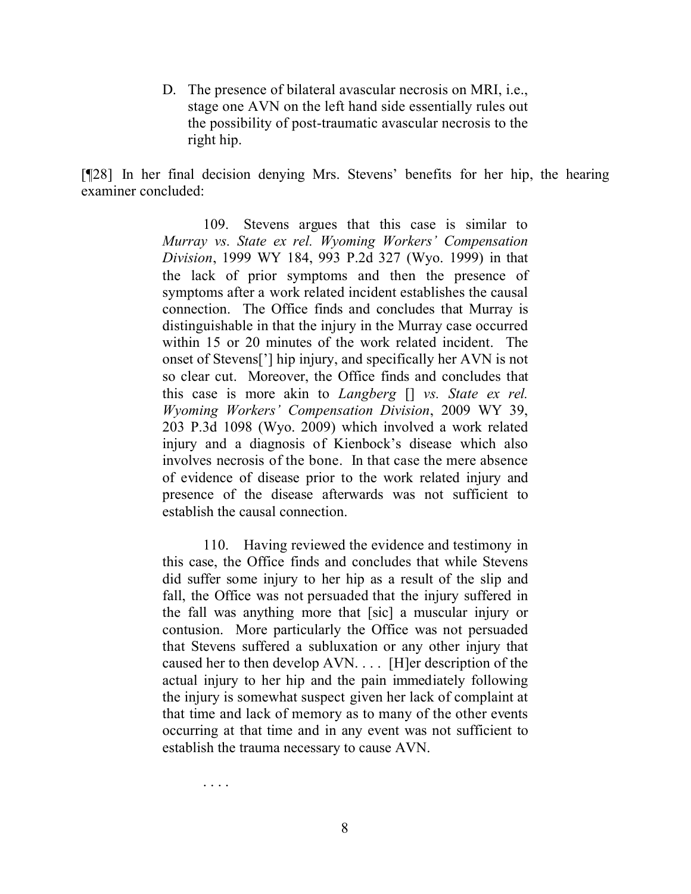> D. The presence of bilateral avascular necrosis on MRI, i.e., stage one AVN on the left hand side essentially rules out the possibility of post-traumatic avascular necrosis to the right hip.

[¶28] In her final decision denying Mrs. Stevens' benefits for her hip, the hearing examiner concluded:

> 109. Stevens argues that this case is similar to *Murray vs. State ex rel. Wyoming Workers' Compensation Division*, 1999 WY 184, 993 P.2d 327 (Wyo. 1999) in that the lack of prior symptoms and then the presence of symptoms after a work related incident establishes the causal connection. The Office finds and concludes that Murray is distinguishable in that the injury in the Murray case occurred within 15 or 20 minutes of the work related incident. The onset of Stevens['] hip injury, and specifically her AVN is not so clear cut. Moreover, the Office finds and concludes that this case is more akin to *Langberg* [] *vs. State ex rel. Wyoming Workers' Compensation Division*, 2009 WY 39, 203 P.3d 1098 (Wyo. 2009) which involved a work related injury and a diagnosis of Kienbock's disease which also involves necrosis of the bone. In that case the mere absence of evidence of disease prior to the work related injury and presence of the disease afterwards was not sufficient to establish the causal connection.
>
> 110. Having reviewed the evidence and testimony in this case, the Office finds and concludes that while Stevens did suffer some injury to her hip as a result of the slip and fall, the Office was not persuaded that the injury suffered in the fall was anything more that [sic] a muscular injury or contusion. More particularly the Office was not persuaded that Stevens suffered a subluxation or any other injury that caused her to then develop AVN. . . . [H]er description of the actual injury to her hip and the pain immediately following the injury is somewhat suspect given her lack of complaint at that time and lack of memory as to many of the other events occurring at that time and in any event was not sufficient to establish the trauma necessary to cause AVN.
>
> . . . .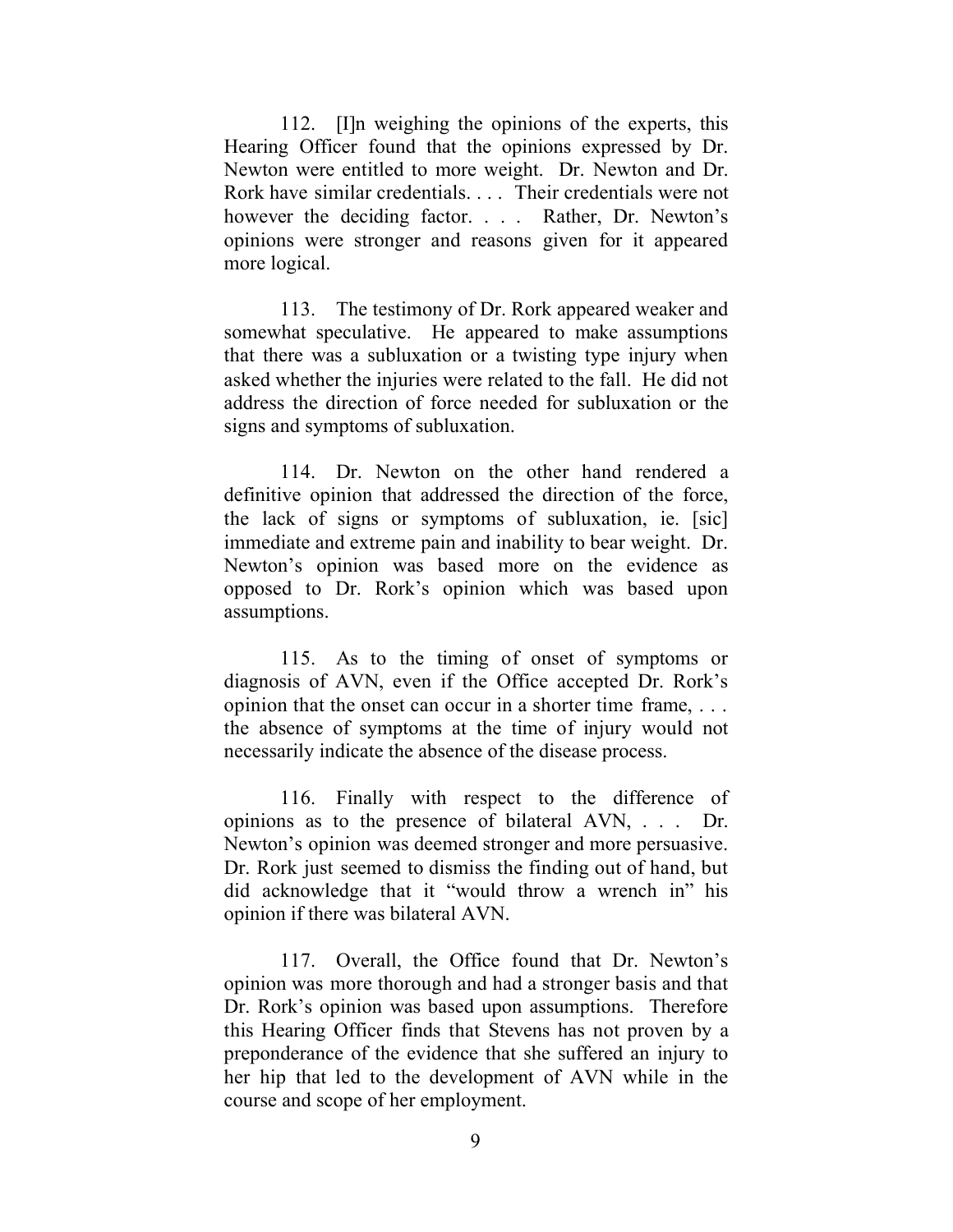112. [I]n weighing the opinions of the experts, this Hearing Officer found that the opinions expressed by Dr. Newton were entitled to more weight. Dr. Newton and Dr. Rork have similar credentials. . . . Their credentials were not however the deciding factor. . . . Rather, Dr. Newton's opinions were stronger and reasons given for it appeared more logical.

113. The testimony of Dr. Rork appeared weaker and somewhat speculative. He appeared to make assumptions that there was a subluxation or a twisting type injury when asked whether the injuries were related to the fall. He did not address the direction of force needed for subluxation or the signs and symptoms of subluxation.

114. Dr. Newton on the other hand rendered a definitive opinion that addressed the direction of the force, the lack of signs or symptoms of subluxation, ie. [sic] immediate and extreme pain and inability to bear weight. Dr. Newton's opinion was based more on the evidence as opposed to Dr. Rork's opinion which was based upon assumptions.

115. As to the timing of onset of symptoms or diagnosis of AVN, even if the Office accepted Dr. Rork's opinion that the onset can occur in a shorter time frame, . . . the absence of symptoms at the time of injury would not necessarily indicate the absence of the disease process.

116. Finally with respect to the difference of opinions as to the presence of bilateral AVN, . . . Dr. Newton's opinion was deemed stronger and more persuasive. Dr. Rork just seemed to dismiss the finding out of hand, but did acknowledge that it "would throw a wrench in" his opinion if there was bilateral AVN.

117. Overall, the Office found that Dr. Newton's opinion was more thorough and had a stronger basis and that Dr. Rork's opinion was based upon assumptions. Therefore this Hearing Officer finds that Stevens has not proven by a preponderance of the evidence that she suffered an injury to her hip that led to the development of AVN while in the course and scope of her employment.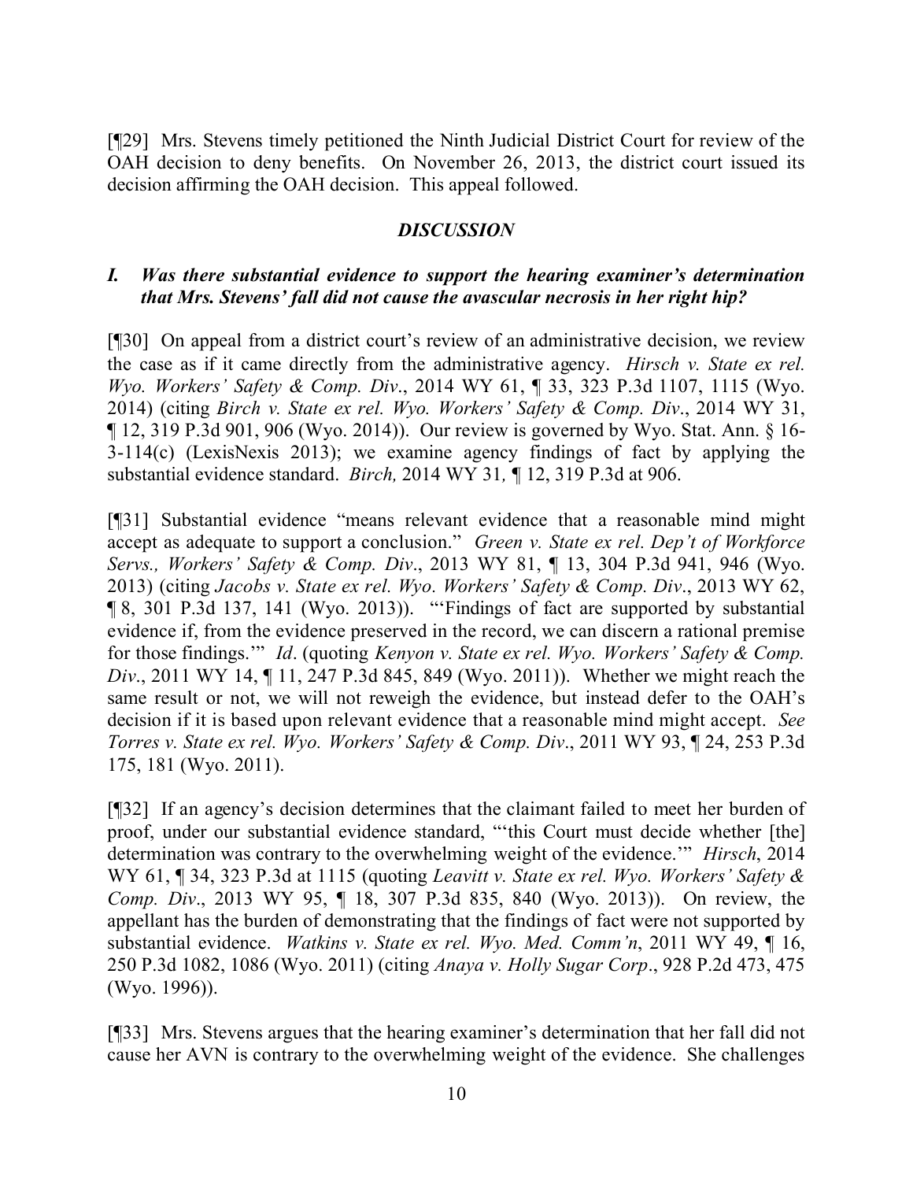[¶29] Mrs. Stevens timely petitioned the Ninth Judicial District Court for review of the OAH decision to deny benefits. On November 26, 2013, the district court issued its decision affirming the OAH decision. This appeal followed.

## *DISCUSSION*

### *I. Was there substantial evidence to support the hearing examiner's determination that Mrs. Stevens' fall did not cause the avascular necrosis in her right hip?*

[¶30] On appeal from a district court's review of an administrative decision, we review the case as if it came directly from the administrative agency. *Hirsch v. State ex rel. Wyo. Workers' Safety & Comp. Div.*, 2014 WY 61, ¶ 33, 323 P.3d 1107, 1115 (Wyo. 2014) (citing *Birch v. State ex rel. Wyo. Workers' Safety & Comp. Div.*, 2014 WY 31, ¶ 12, 319 P.3d 901, 906 (Wyo. 2014)). Our review is governed by Wyo. Stat. Ann. § 16-3-114(c) (LexisNexis 2013); we examine agency findings of fact by applying the substantial evidence standard. *Birch,* 2014 WY 31*,* ¶ 12, 319 P.3d at 906.

[¶31] Substantial evidence "means relevant evidence that a reasonable mind might accept as adequate to support a conclusion." *Green v. State ex rel. Dep't of Workforce Servs., Workers' Safety & Comp. Div.*, 2013 WY 81, ¶ 13, 304 P.3d 941, 946 (Wyo. 2013) (citing *Jacobs v. State ex rel. Wyo. Workers' Safety & Comp. Div.*, 2013 WY 62, ¶ 8, 301 P.3d 137, 141 (Wyo. 2013)). "'Findings of fact are supported by substantial evidence if, from the evidence preserved in the record, we can discern a rational premise for those findings.'" *Id*. (quoting *Kenyon v. State ex rel. Wyo. Workers' Safety & Comp. Div.*, 2011 WY 14, ¶ 11, 247 P.3d 845, 849 (Wyo. 2011)). Whether we might reach the same result or not, we will not reweigh the evidence, but instead defer to the OAH's decision if it is based upon relevant evidence that a reasonable mind might accept. *See Torres v. State ex rel. Wyo. Workers' Safety & Comp. Div.*, 2011 WY 93, ¶ 24, 253 P.3d 175, 181 (Wyo. 2011).

[¶32] If an agency's decision determines that the claimant failed to meet her burden of proof, under our substantial evidence standard, "'this Court must decide whether [the] determination was contrary to the overwhelming weight of the evidence.'" *Hirsch*, 2014 WY 61, ¶ 34, 323 P.3d at 1115 (quoting *Leavitt v. State ex rel. Wyo. Workers' Safety & Comp. Div.*, 2013 WY 95, ¶ 18, 307 P.3d 835, 840 (Wyo. 2013)). On review, the appellant has the burden of demonstrating that the findings of fact were not supported by substantial evidence. *Watkins v. State ex rel. Wyo. Med. Comm'n*, 2011 WY 49, ¶ 16, 250 P.3d 1082, 1086 (Wyo. 2011) (citing *Anaya v. Holly Sugar Corp.*, 928 P.2d 473, 475 (Wyo. 1996)).

[¶33] Mrs. Stevens argues that the hearing examiner's determination that her fall did not cause her AVN is contrary to the overwhelming weight of the evidence. She challenges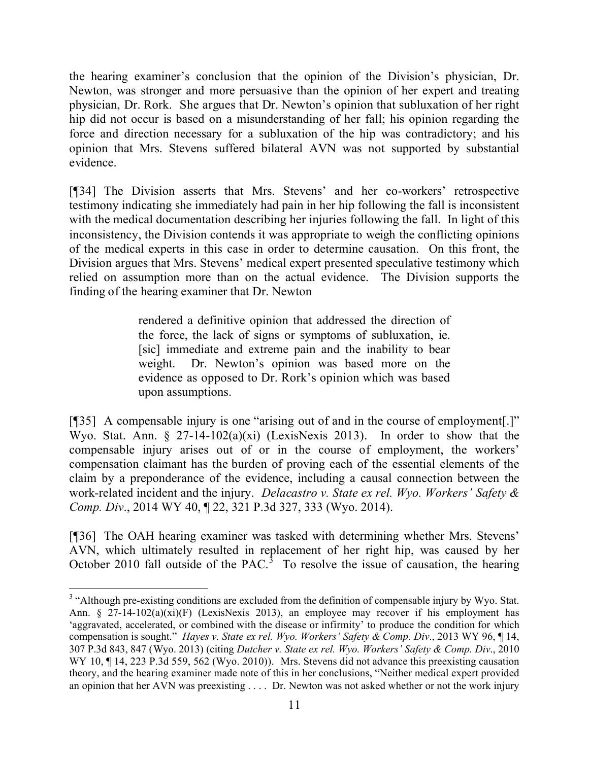the hearing examiner's conclusion that the opinion of the Division's physician, Dr. Newton, was stronger and more persuasive than the opinion of her expert and treating physician, Dr. Rork. She argues that Dr. Newton's opinion that subluxation of her right hip did not occur is based on a misunderstanding of her fall; his opinion regarding the force and direction necessary for a subluxation of the hip was contradictory; and his opinion that Mrs. Stevens suffered bilateral AVN was not supported by substantial evidence.

[¶34] The Division asserts that Mrs. Stevens' and her co-workers' retrospective testimony indicating she immediately had pain in her hip following the fall is inconsistent with the medical documentation describing her injuries following the fall. In light of this inconsistency, the Division contends it was appropriate to weigh the conflicting opinions of the medical experts in this case in order to determine causation. On this front, the Division argues that Mrs. Stevens' medical expert presented speculative testimony which relied on assumption more than on the actual evidence. The Division supports the finding of the hearing examiner that Dr. Newton

> rendered a definitive opinion that addressed the direction of the force, the lack of signs or symptoms of subluxation, ie. [sic] immediate and extreme pain and the inability to bear weight. Dr. Newton's opinion was based more on the evidence as opposed to Dr. Rork's opinion which was based upon assumptions.

[¶35] A compensable injury is one "arising out of and in the course of employment[.]" Wyo. Stat. Ann. § 27-14-102(a)(xi) (LexisNexis 2013). In order to show that the compensable injury arises out of or in the course of employment, the workers' compensation claimant has the burden of proving each of the essential elements of the claim by a preponderance of the evidence, including a causal connection between the work-related incident and the injury. *Delacastro v. State ex rel. Wyo. Workers' Safety & Comp. Div*., 2014 WY 40, ¶ 22, 321 P.3d 327, 333 (Wyo. 2014).

[¶36] The OAH hearing examiner was tasked with determining whether Mrs. Stevens' AVN, which ultimately resulted in replacement of her right hip, was caused by her October 2010 fall outside of the PAC.[3] To resolve the issue of causation, the hearing

---

[3] "Although pre-existing conditions are excluded from the definition of compensable injury by Wyo. Stat. Ann. § 27-14-102(a)(xi)(F) (LexisNexis 2013), an employee may recover if his employment has 'aggravated, accelerated, or combined with the disease or infirmity' to produce the condition for which compensation is sought." *Hayes v. State ex rel. Wyo. Workers' Safety & Comp. Div*., 2013 WY 96, ¶ 14, 307 P.3d 843, 847 (Wyo. 2013) (citing *Dutcher v. State ex rel. Wyo. Workers' Safety & Comp. Div*., 2010 WY 10, ¶ 14, 223 P.3d 559, 562 (Wyo. 2010)). Mrs. Stevens did not advance this preexisting causation theory, and the hearing examiner made note of this in her conclusions, "Neither medical expert provided an opinion that her AVN was preexisting . . . . Dr. Newton was not asked whether or not the work injury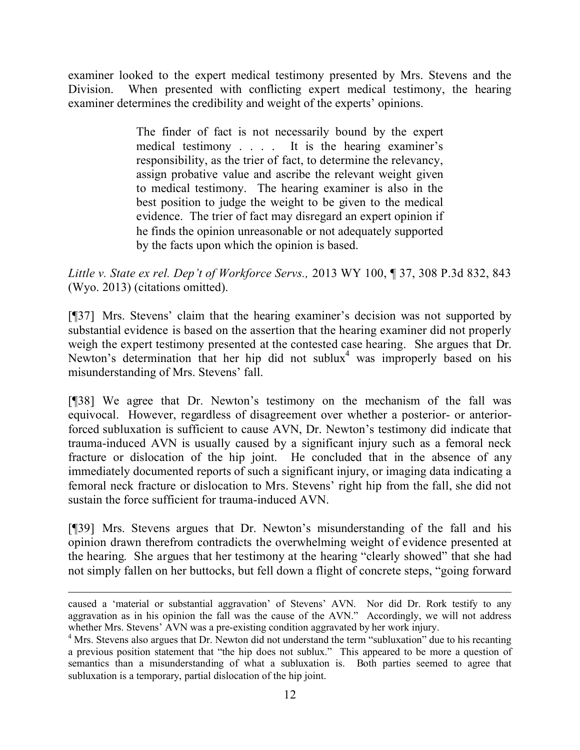examiner looked to the expert medical testimony presented by Mrs. Stevens and the Division. When presented with conflicting expert medical testimony, the hearing examiner determines the credibility and weight of the experts' opinions.

> The finder of fact is not necessarily bound by the expert medical testimony . . . . It is the hearing examiner's responsibility, as the trier of fact, to determine the relevancy, assign probative value and ascribe the relevant weight given to medical testimony. The hearing examiner is also in the best position to judge the weight to be given to the medical evidence. The trier of fact may disregard an expert opinion if he finds the opinion unreasonable or not adequately supported by the facts upon which the opinion is based.

*Little v. State ex rel. Dep't of Workforce Servs.,* 2013 WY 100, ¶ 37, 308 P.3d 832, 843 (Wyo. 2013) (citations omitted).

[¶37] Mrs. Stevens' claim that the hearing examiner's decision was not supported by substantial evidence is based on the assertion that the hearing examiner did not properly weigh the expert testimony presented at the contested case hearing. She argues that Dr. Newton's determination that her hip did not sublux[4] was improperly based on his misunderstanding of Mrs. Stevens' fall.

[¶38] We agree that Dr. Newton's testimony on the mechanism of the fall was equivocal. However, regardless of disagreement over whether a posterior- or anterior-forced subluxation is sufficient to cause AVN, Dr. Newton's testimony did indicate that trauma-induced AVN is usually caused by a significant injury such as a femoral neck fracture or dislocation of the hip joint. He concluded that in the absence of any immediately documented reports of such a significant injury, or imaging data indicating a femoral neck fracture or dislocation to Mrs. Stevens' right hip from the fall, she did not sustain the force sufficient for trauma-induced AVN.

[¶39] Mrs. Stevens argues that Dr. Newton's misunderstanding of the fall and his opinion drawn therefrom contradicts the overwhelming weight of evidence presented at the hearing. She argues that her testimony at the hearing "clearly showed" that she had not simply fallen on her buttocks, but fell down a flight of concrete steps, "going forward

---

caused a 'material or substantial aggravation' of Stevens' AVN. Nor did Dr. Rork testify to any aggravation as in his opinion the fall was the cause of the AVN." Accordingly, we will not address whether Mrs. Stevens' AVN was a pre-existing condition aggravated by her work injury.

[4] Mrs. Stevens also argues that Dr. Newton did not understand the term "subluxation" due to his recanting a previous position statement that "the hip does not sublux." This appeared to be more a question of semantics than a misunderstanding of what a subluxation is. Both parties seemed to agree that subluxation is a temporary, partial dislocation of the hip joint.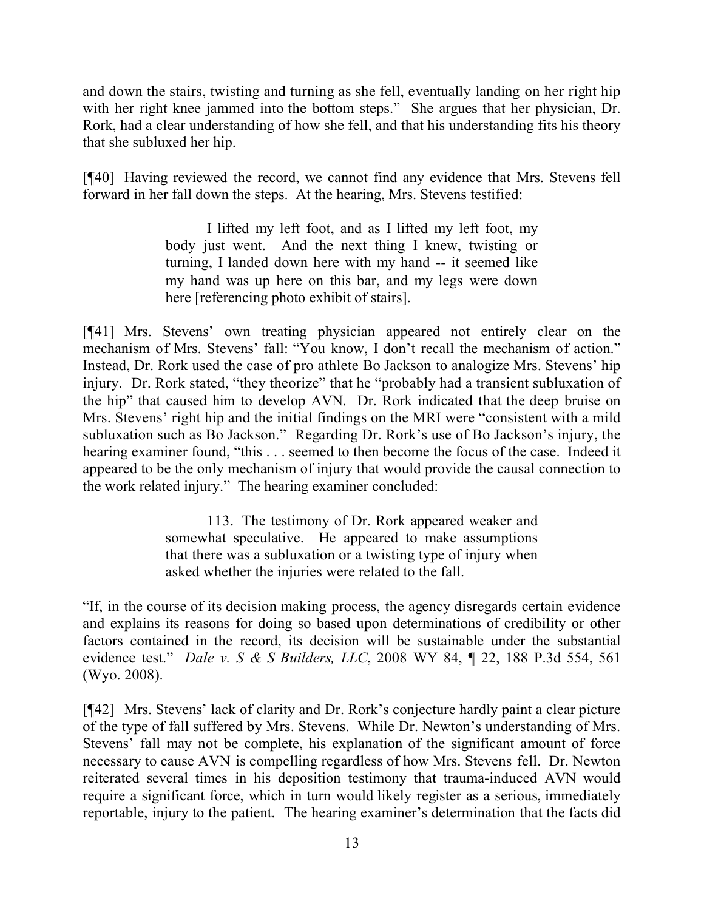and down the stairs, twisting and turning as she fell, eventually landing on her right hip with her right knee jammed into the bottom steps." She argues that her physician, Dr. Rork, had a clear understanding of how she fell, and that his understanding fits his theory that she subluxed her hip.

[¶40] Having reviewed the record, we cannot find any evidence that Mrs. Stevens fell forward in her fall down the steps. At the hearing, Mrs. Stevens testified:

> I lifted my left foot, and as I lifted my left foot, my body just went. And the next thing I knew, twisting or turning, I landed down here with my hand -- it seemed like my hand was up here on this bar, and my legs were down here [referencing photo exhibit of stairs].

[¶41] Mrs. Stevens' own treating physician appeared not entirely clear on the mechanism of Mrs. Stevens' fall: "You know, I don't recall the mechanism of action." Instead, Dr. Rork used the case of pro athlete Bo Jackson to analogize Mrs. Stevens' hip injury. Dr. Rork stated, "they theorize" that he "probably had a transient subluxation of the hip" that caused him to develop AVN. Dr. Rork indicated that the deep bruise on Mrs. Stevens' right hip and the initial findings on the MRI were "consistent with a mild subluxation such as Bo Jackson." Regarding Dr. Rork's use of Bo Jackson's injury, the hearing examiner found, "this . . . seemed to then become the focus of the case. Indeed it appeared to be the only mechanism of injury that would provide the causal connection to the work related injury." The hearing examiner concluded:

> 113. The testimony of Dr. Rork appeared weaker and somewhat speculative. He appeared to make assumptions that there was a subluxation or a twisting type of injury when asked whether the injuries were related to the fall.

"If, in the course of its decision making process, the agency disregards certain evidence and explains its reasons for doing so based upon determinations of credibility or other factors contained in the record, its decision will be sustainable under the substantial evidence test." *Dale v. S & S Builders, LLC*, 2008 WY 84, ¶ 22, 188 P.3d 554, 561 (Wyo. 2008).

[¶42] Mrs. Stevens' lack of clarity and Dr. Rork's conjecture hardly paint a clear picture of the type of fall suffered by Mrs. Stevens. While Dr. Newton's understanding of Mrs. Stevens' fall may not be complete, his explanation of the significant amount of force necessary to cause AVN is compelling regardless of how Mrs. Stevens fell. Dr. Newton reiterated several times in his deposition testimony that trauma-induced AVN would require a significant force, which in turn would likely register as a serious, immediately reportable, injury to the patient. The hearing examiner's determination that the facts did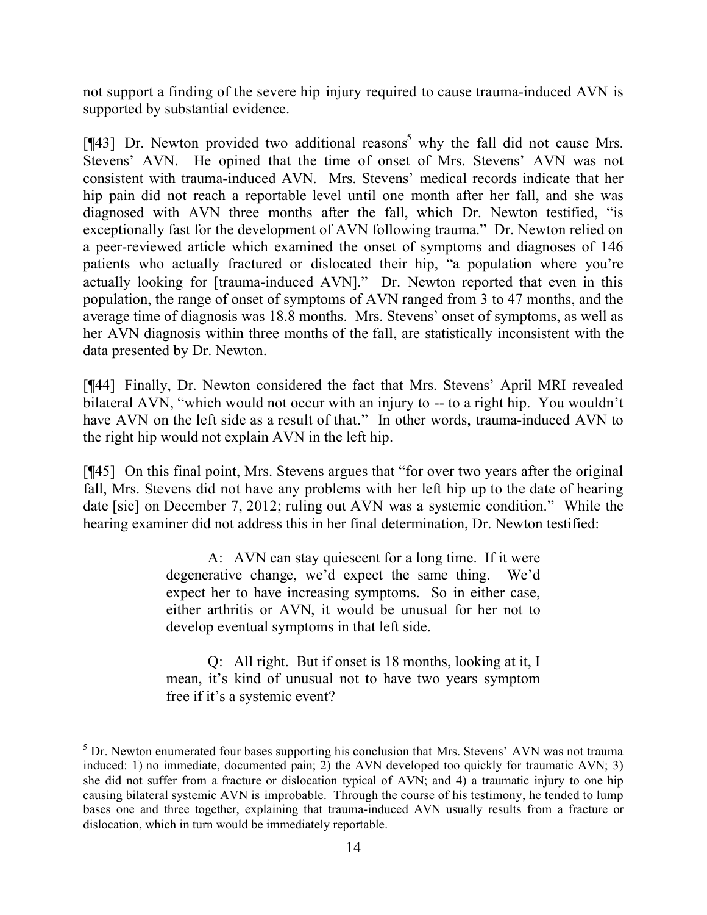not support a finding of the severe hip injury required to cause trauma-induced AVN is supported by substantial evidence.

[¶43] Dr. Newton provided two additional reasons[5] why the fall did not cause Mrs. Stevens' AVN. He opined that the time of onset of Mrs. Stevens' AVN was not consistent with trauma-induced AVN. Mrs. Stevens' medical records indicate that her hip pain did not reach a reportable level until one month after her fall, and she was diagnosed with AVN three months after the fall, which Dr. Newton testified, "is exceptionally fast for the development of AVN following trauma." Dr. Newton relied on a peer-reviewed article which examined the onset of symptoms and diagnoses of 146 patients who actually fractured or dislocated their hip, "a population where you're actually looking for [trauma-induced AVN]." Dr. Newton reported that even in this population, the range of onset of symptoms of AVN ranged from 3 to 47 months, and the average time of diagnosis was 18.8 months. Mrs. Stevens' onset of symptoms, as well as her AVN diagnosis within three months of the fall, are statistically inconsistent with the data presented by Dr. Newton.

[¶44] Finally, Dr. Newton considered the fact that Mrs. Stevens' April MRI revealed bilateral AVN, "which would not occur with an injury to -- to a right hip. You wouldn't have AVN on the left side as a result of that." In other words, trauma-induced AVN to the right hip would not explain AVN in the left hip.

[¶45] On this final point, Mrs. Stevens argues that "for over two years after the original fall, Mrs. Stevens did not have any problems with her left hip up to the date of hearing date [sic] on December 7, 2012; ruling out AVN was a systemic condition." While the hearing examiner did not address this in her final determination, Dr. Newton testified:

> A: AVN can stay quiescent for a long time. If it were degenerative change, we'd expect the same thing. We'd expect her to have increasing symptoms. So in either case, either arthritis or AVN, it would be unusual for her not to develop eventual symptoms in that left side.
>
> Q: All right. But if onset is 18 months, looking at it, I mean, it's kind of unusual not to have two years symptom free if it's a systemic event?

---

[5] Dr. Newton enumerated four bases supporting his conclusion that Mrs. Stevens' AVN was not trauma induced: 1) no immediate, documented pain; 2) the AVN developed too quickly for traumatic AVN; 3) she did not suffer from a fracture or dislocation typical of AVN; and 4) a traumatic injury to one hip causing bilateral systemic AVN is improbable. Through the course of his testimony, he tended to lump bases one and three together, explaining that trauma-induced AVN usually results from a fracture or dislocation, which in turn would be immediately reportable.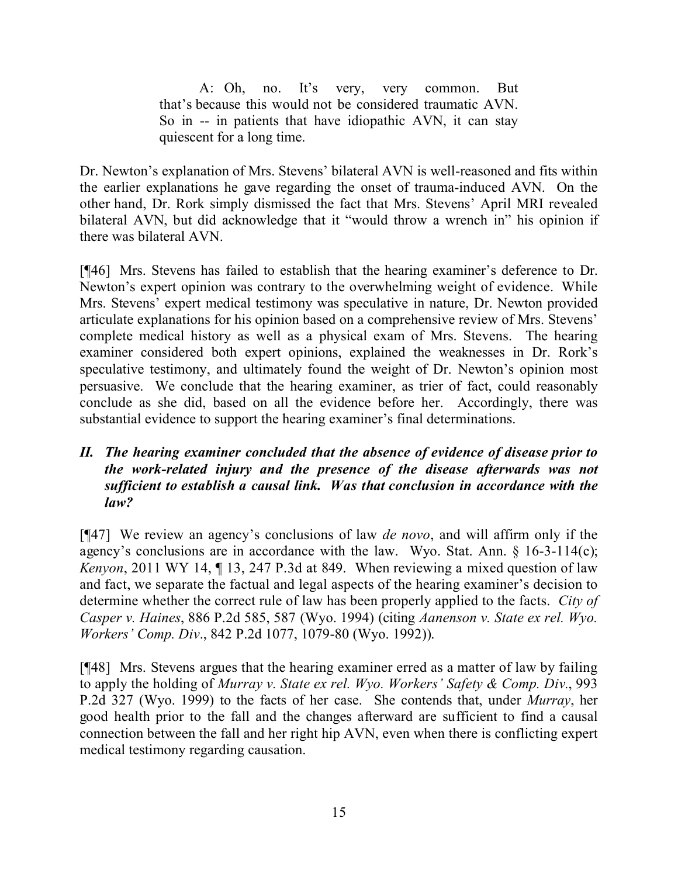> A: Oh, no. It's very, very common. But that's because this would not be considered traumatic AVN. So in -- in patients that have idiopathic AVN, it can stay quiescent for a long time.

Dr. Newton's explanation of Mrs. Stevens' bilateral AVN is well-reasoned and fits within the earlier explanations he gave regarding the onset of trauma-induced AVN. On the other hand, Dr. Rork simply dismissed the fact that Mrs. Stevens' April MRI revealed bilateral AVN, but did acknowledge that it "would throw a wrench in" his opinion if there was bilateral AVN.

[¶46] Mrs. Stevens has failed to establish that the hearing examiner's deference to Dr. Newton's expert opinion was contrary to the overwhelming weight of evidence. While Mrs. Stevens' expert medical testimony was speculative in nature, Dr. Newton provided articulate explanations for his opinion based on a comprehensive review of Mrs. Stevens' complete medical history as well as a physical exam of Mrs. Stevens. The hearing examiner considered both expert opinions, explained the weaknesses in Dr. Rork's speculative testimony, and ultimately found the weight of Dr. Newton's opinion most persuasive. We conclude that the hearing examiner, as trier of fact, could reasonably conclude as she did, based on all the evidence before her. Accordingly, there was substantial evidence to support the hearing examiner's final determinations.

## *II. The hearing examiner concluded that the absence of evidence of disease prior to the work-related injury and the presence of the disease afterwards was not sufficient to establish a causal link. Was that conclusion in accordance with the law?*

[¶47] We review an agency's conclusions of law *de novo*, and will affirm only if the agency's conclusions are in accordance with the law. Wyo. Stat. Ann. § 16-3-114(c); *Kenyon*, 2011 WY 14, ¶ 13, 247 P.3d at 849. When reviewing a mixed question of law and fact, we separate the factual and legal aspects of the hearing examiner's decision to determine whether the correct rule of law has been properly applied to the facts. *City of Casper v. Haines*, 886 P.2d 585, 587 (Wyo. 1994) (citing *Aanenson v. State ex rel. Wyo. Workers' Comp. Div*., 842 P.2d 1077, 1079-80 (Wyo. 1992)).

[¶48] Mrs. Stevens argues that the hearing examiner erred as a matter of law by failing to apply the holding of *Murray v. State ex rel. Wyo. Workers' Safety & Comp. Div*., 993 P.2d 327 (Wyo. 1999) to the facts of her case. She contends that, under *Murray*, her good health prior to the fall and the changes afterward are sufficient to find a causal connection between the fall and her right hip AVN, even when there is conflicting expert medical testimony regarding causation.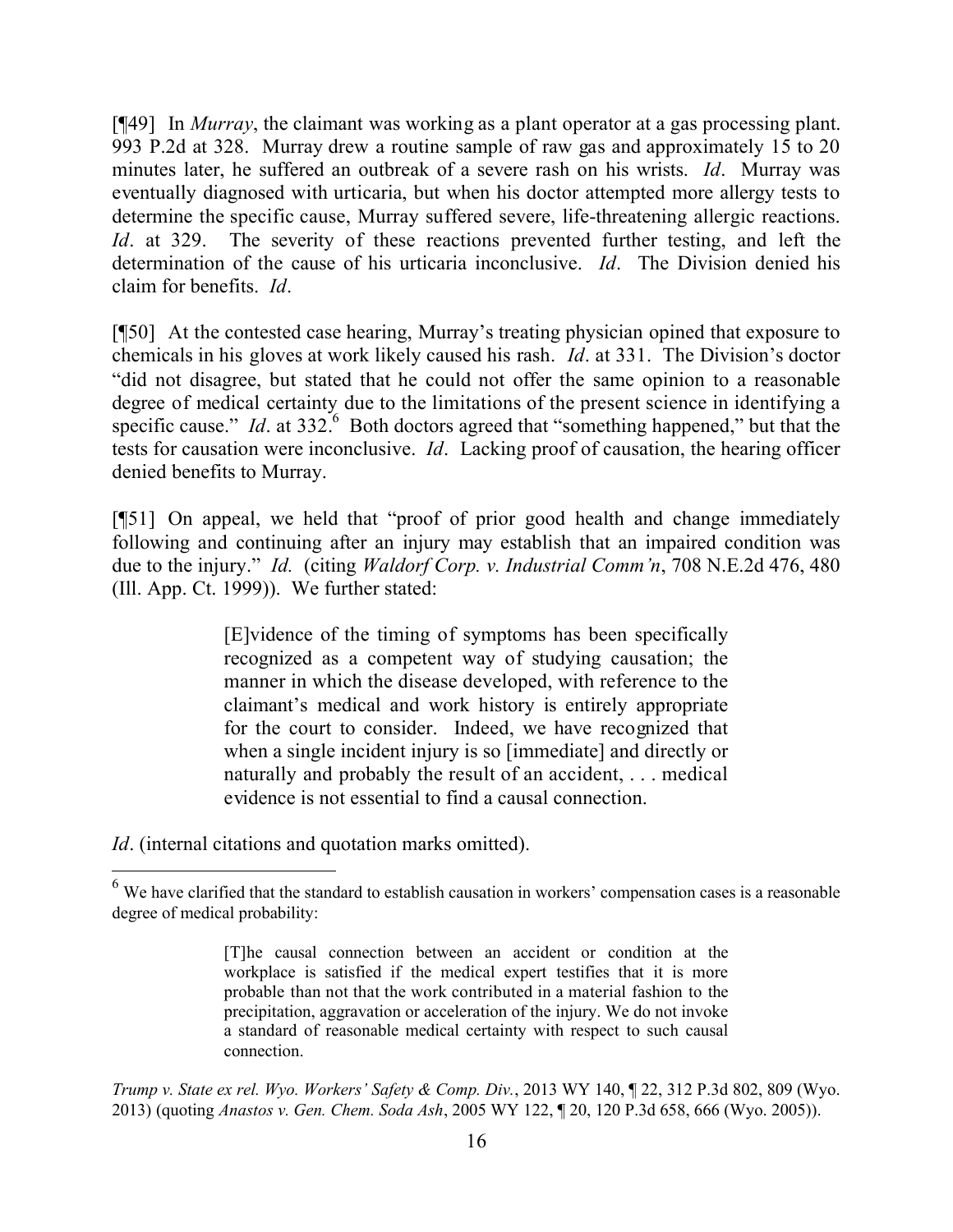[¶49] In *Murray*, the claimant was working as a plant operator at a gas processing plant. 993 P.2d at 328. Murray drew a routine sample of raw gas and approximately 15 to 20 minutes later, he suffered an outbreak of a severe rash on his wrists. *Id*. Murray was eventually diagnosed with urticaria, but when his doctor attempted more allergy tests to determine the specific cause, Murray suffered severe, life-threatening allergic reactions. *Id*. at 329. The severity of these reactions prevented further testing, and left the determination of the cause of his urticaria inconclusive. *Id*. The Division denied his claim for benefits. *Id*.

[¶50] At the contested case hearing, Murray's treating physician opined that exposure to chemicals in his gloves at work likely caused his rash. *Id*. at 331. The Division's doctor "did not disagree, but stated that he could not offer the same opinion to a reasonable degree of medical certainty due to the limitations of the present science in identifying a specific cause." *Id*. at 332.[6] Both doctors agreed that "something happened," but that the tests for causation were inconclusive. *Id*. Lacking proof of causation, the hearing officer denied benefits to Murray.

[¶51] On appeal, we held that "proof of prior good health and change immediately following and continuing after an injury may establish that an impaired condition was due to the injury." *Id.* (citing *Waldorf Corp. v. Industrial Comm'n*, 708 N.E.2d 476, 480 (Ill. App. Ct. 1999)). We further stated:

> [E]vidence of the timing of symptoms has been specifically recognized as a competent way of studying causation; the manner in which the disease developed, with reference to the claimant's medical and work history is entirely appropriate for the court to consider. Indeed, we have recognized that when a single incident injury is so [immediate] and directly or naturally and probably the result of an accident, . . . medical evidence is not essential to find a causal connection.

*Id*. (internal citations and quotation marks omitted).

---

[6] We have clarified that the standard to establish causation in workers' compensation cases is a reasonable degree of medical probability:

> [T]he causal connection between an accident or condition at the workplace is satisfied if the medical expert testifies that it is more probable than not that the work contributed in a material fashion to the precipitation, aggravation or acceleration of the injury. We do not invoke a standard of reasonable medical certainty with respect to such causal connection.

*Trump v. State ex rel. Wyo. Workers' Safety & Comp. Div.*, 2013 WY 140, ¶ 22, 312 P.3d 802, 809 (Wyo. 2013) (quoting *Anastos v. Gen. Chem. Soda Ash*, 2005 WY 122, ¶ 20, 120 P.3d 658, 666 (Wyo. 2005)).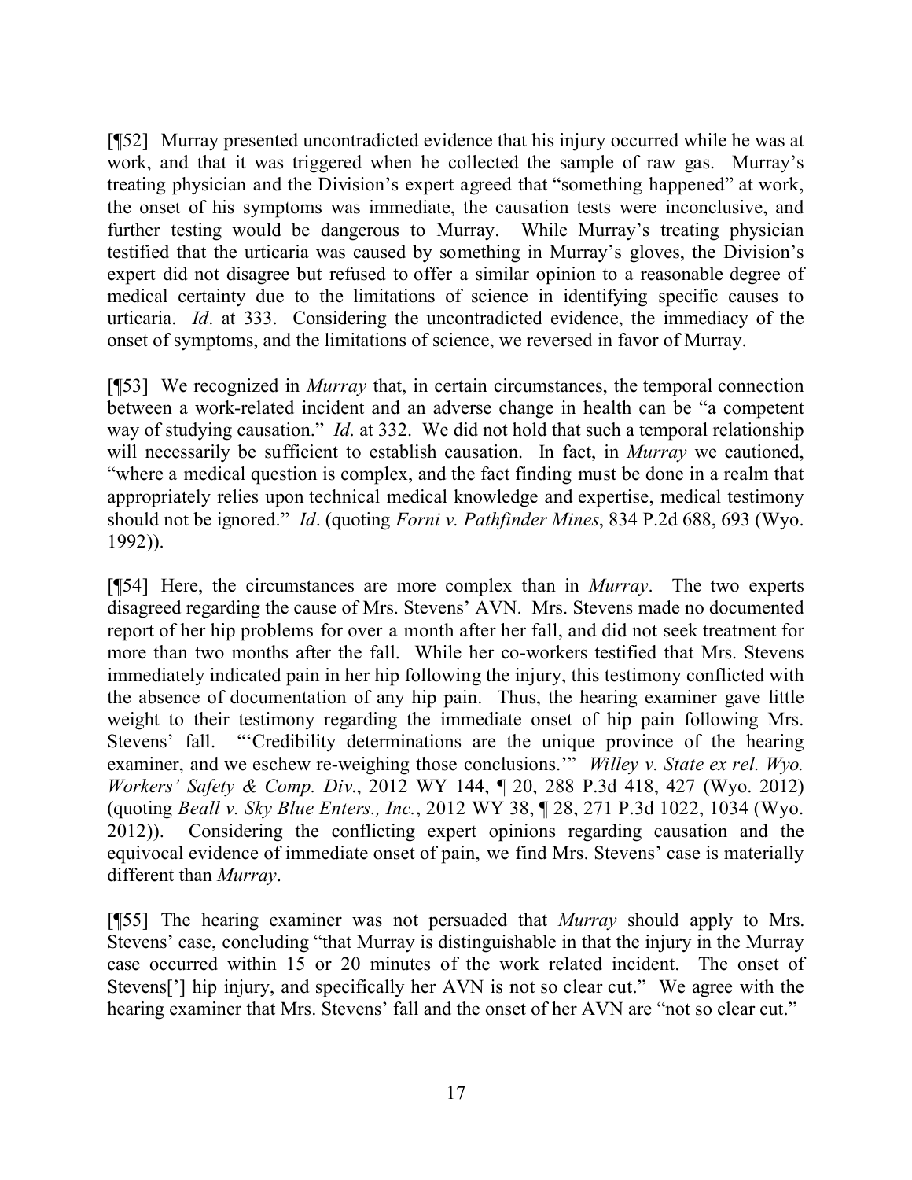[¶52] Murray presented uncontradicted evidence that his injury occurred while he was at work, and that it was triggered when he collected the sample of raw gas. Murray's treating physician and the Division's expert agreed that "something happened" at work, the onset of his symptoms was immediate, the causation tests were inconclusive, and further testing would be dangerous to Murray. While Murray's treating physician testified that the urticaria was caused by something in Murray's gloves, the Division's expert did not disagree but refused to offer a similar opinion to a reasonable degree of medical certainty due to the limitations of science in identifying specific causes to urticaria. *Id*. at 333. Considering the uncontradicted evidence, the immediacy of the onset of symptoms, and the limitations of science, we reversed in favor of Murray.

[¶53] We recognized in *Murray* that, in certain circumstances, the temporal connection between a work-related incident and an adverse change in health can be "a competent way of studying causation." *Id*. at 332. We did not hold that such a temporal relationship will necessarily be sufficient to establish causation. In fact, in *Murray* we cautioned, "where a medical question is complex, and the fact finding must be done in a realm that appropriately relies upon technical medical knowledge and expertise, medical testimony should not be ignored." *Id*. (quoting *Forni v. Pathfinder Mines*, 834 P.2d 688, 693 (Wyo. 1992)).

[¶54] Here, the circumstances are more complex than in *Murray*. The two experts disagreed regarding the cause of Mrs. Stevens' AVN. Mrs. Stevens made no documented report of her hip problems for over a month after her fall, and did not seek treatment for more than two months after the fall. While her co-workers testified that Mrs. Stevens immediately indicated pain in her hip following the injury, this testimony conflicted with the absence of documentation of any hip pain. Thus, the hearing examiner gave little weight to their testimony regarding the immediate onset of hip pain following Mrs. Stevens' fall. "'Credibility determinations are the unique province of the hearing examiner, and we eschew re-weighing those conclusions.'" *Willey v. State ex rel. Wyo. Workers' Safety & Comp. Div*., 2012 WY 144, ¶ 20, 288 P.3d 418, 427 (Wyo. 2012) (quoting *Beall v. Sky Blue Enters., Inc.*, 2012 WY 38, ¶ 28, 271 P.3d 1022, 1034 (Wyo. 2012)). Considering the conflicting expert opinions regarding causation and the equivocal evidence of immediate onset of pain, we find Mrs. Stevens' case is materially different than *Murray*.

[¶55] The hearing examiner was not persuaded that *Murray* should apply to Mrs. Stevens' case, concluding "that Murray is distinguishable in that the injury in the Murray case occurred within 15 or 20 minutes of the work related incident. The onset of Stevens['] hip injury, and specifically her AVN is not so clear cut." We agree with the hearing examiner that Mrs. Stevens' fall and the onset of her AVN are "not so clear cut."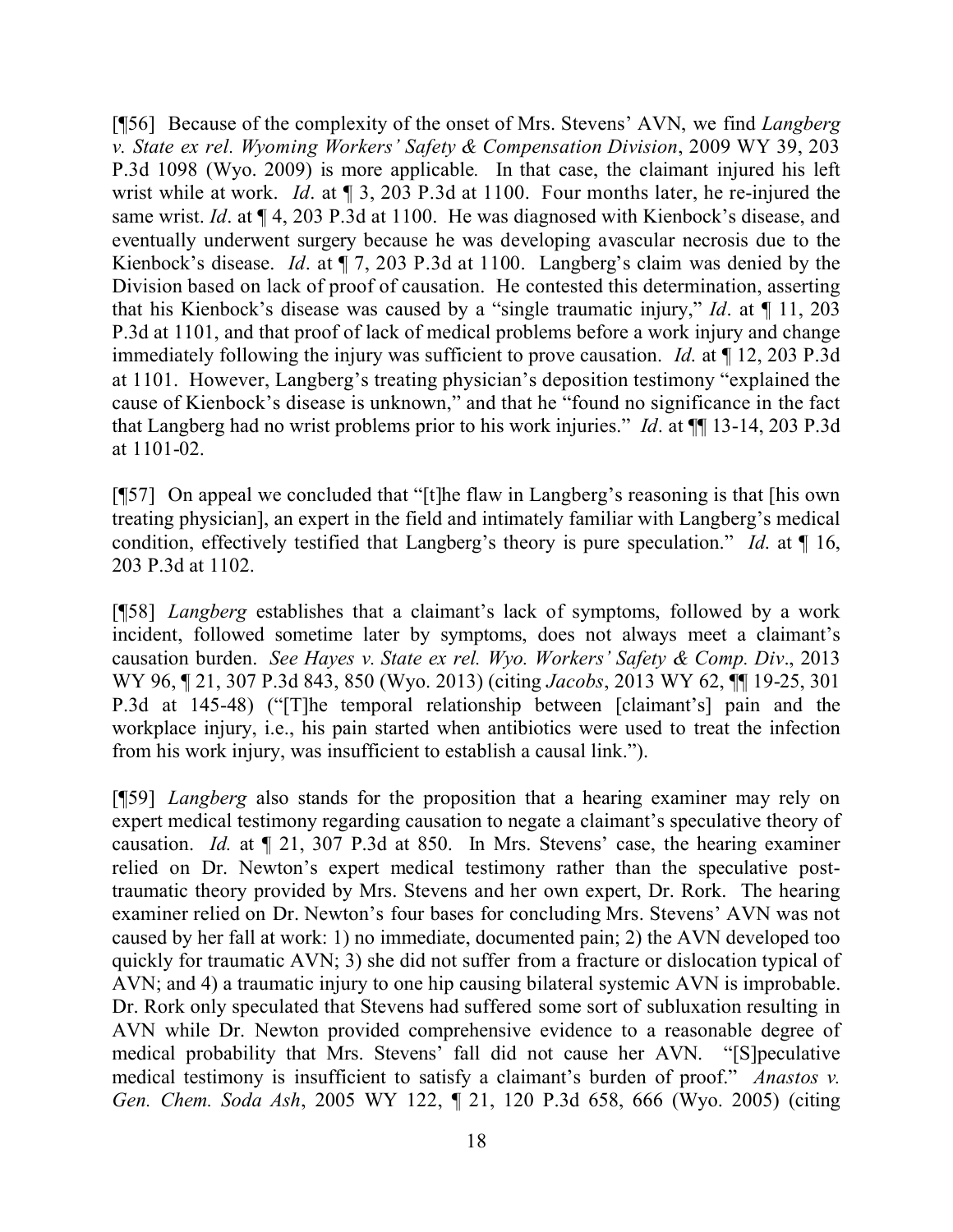[¶56] Because of the complexity of the onset of Mrs. Stevens' AVN, we find *Langberg v. State ex rel. Wyoming Workers' Safety & Compensation Division*, 2009 WY 39, 203 P.3d 1098 (Wyo. 2009) is more applicable. In that case, the claimant injured his left wrist while at work. *Id*. at ¶ 3, 203 P.3d at 1100. Four months later, he re-injured the same wrist. *Id*. at ¶ 4, 203 P.3d at 1100. He was diagnosed with Kienbock's disease, and eventually underwent surgery because he was developing avascular necrosis due to the Kienbock's disease. *Id*. at ¶ 7, 203 P.3d at 1100. Langberg's claim was denied by the Division based on lack of proof of causation. He contested this determination, asserting that his Kienbock's disease was caused by a "single traumatic injury," *Id*. at ¶ 11, 203 P.3d at 1101, and that proof of lack of medical problems before a work injury and change immediately following the injury was sufficient to prove causation. *Id*. at ¶ 12, 203 P.3d at 1101. However, Langberg's treating physician's deposition testimony "explained the cause of Kienbock's disease is unknown," and that he "found no significance in the fact that Langberg had no wrist problems prior to his work injuries." *Id*. at ¶¶ 13-14, 203 P.3d at 1101-02.

[¶57] On appeal we concluded that "[t]he flaw in Langberg's reasoning is that [his own treating physician], an expert in the field and intimately familiar with Langberg's medical condition, effectively testified that Langberg's theory is pure speculation." *Id*. at ¶ 16, 203 P.3d at 1102.

[¶58] *Langberg* establishes that a claimant's lack of symptoms, followed by a work incident, followed sometime later by symptoms, does not always meet a claimant's causation burden. *See Hayes v. State ex rel. Wyo. Workers' Safety & Comp. Div*., 2013 WY 96, ¶ 21, 307 P.3d 843, 850 (Wyo. 2013) (citing *Jacobs*, 2013 WY 62, ¶¶ 19-25, 301 P.3d at 145-48) ("[T]he temporal relationship between [claimant's] pain and the workplace injury, i.e., his pain started when antibiotics were used to treat the infection from his work injury, was insufficient to establish a causal link.").

[¶59] *Langberg* also stands for the proposition that a hearing examiner may rely on expert medical testimony regarding causation to negate a claimant's speculative theory of causation. *Id.* at ¶ 21, 307 P.3d at 850. In Mrs. Stevens' case, the hearing examiner relied on Dr. Newton's expert medical testimony rather than the speculative post-traumatic theory provided by Mrs. Stevens and her own expert, Dr. Rork. The hearing examiner relied on Dr. Newton's four bases for concluding Mrs. Stevens' AVN was not caused by her fall at work: 1) no immediate, documented pain; 2) the AVN developed too quickly for traumatic AVN; 3) she did not suffer from a fracture or dislocation typical of AVN; and 4) a traumatic injury to one hip causing bilateral systemic AVN is improbable. Dr. Rork only speculated that Stevens had suffered some sort of subluxation resulting in AVN while Dr. Newton provided comprehensive evidence to a reasonable degree of medical probability that Mrs. Stevens' fall did not cause her AVN. "[S]peculative medical testimony is insufficient to satisfy a claimant's burden of proof." *Anastos v. Gen. Chem. Soda Ash*, 2005 WY 122, ¶ 21, 120 P.3d 658, 666 (Wyo. 2005) (citing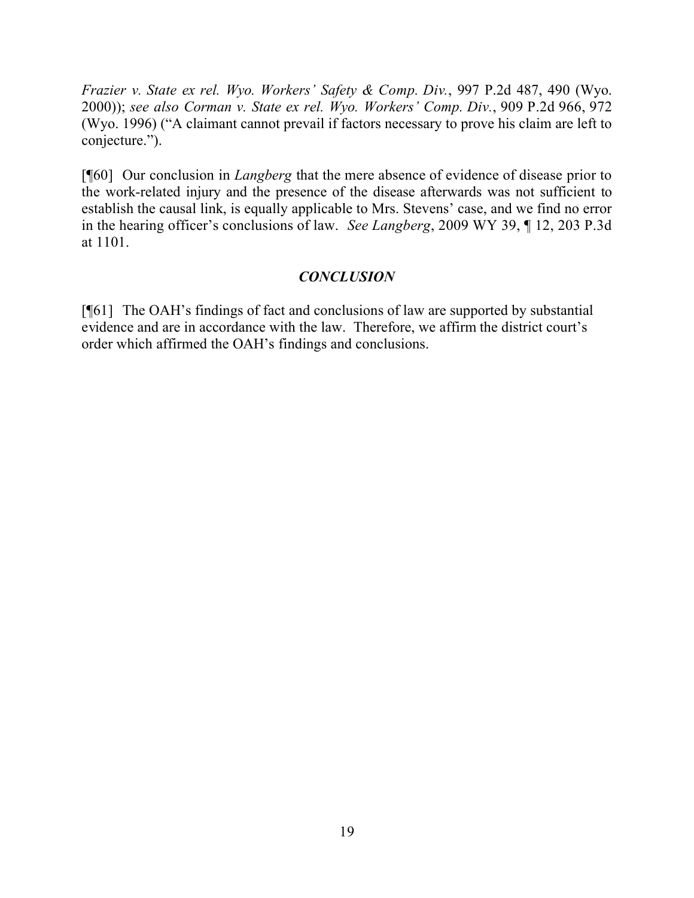*Frazier v. State ex rel. Wyo. Workers' Safety & Comp. Div.*, 997 P.2d 487, 490 (Wyo. 2000)); *see also Corman v. State ex rel. Wyo. Workers' Comp. Div.*, 909 P.2d 966, 972 (Wyo. 1996) ("A claimant cannot prevail if factors necessary to prove his claim are left to conjecture.").

[¶60] Our conclusion in *Langberg* that the mere absence of evidence of disease prior to the work-related injury and the presence of the disease afterwards was not sufficient to establish the causal link, is equally applicable to Mrs. Stevens' case, and we find no error in the hearing officer's conclusions of law. *See Langberg*, 2009 WY 39, ¶ 12, 203 P.3d at 1101.

## *CONCLUSION*

[¶61] The OAH's findings of fact and conclusions of law are supported by substantial evidence and are in accordance with the law. Therefore, we affirm the district court's order which affirmed the OAH's findings and conclusions.